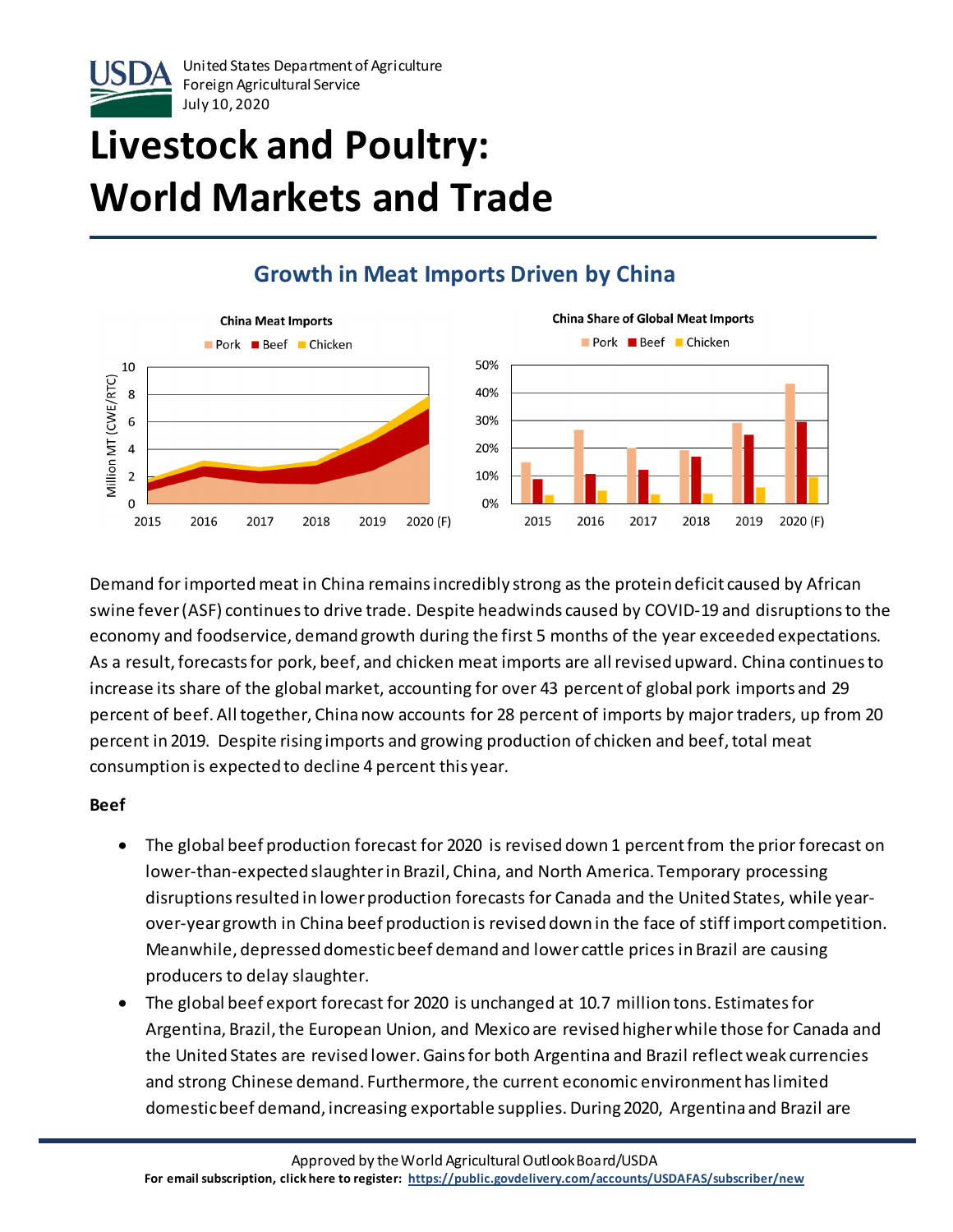United States Department of Agriculture
Foreign Agricultural Service
July 10, 2020

# Livestock and Poultry: World Markets and Trade

## Growth in Meat Imports Driven by China

Demand for imported meat in China remains incredibly strong as the protein deficit caused by African swine fever (ASF) continues to drive trade. Despite headwinds caused by COVID-19 and disruptions to the economy and foodservice, demand growth during the first 5 months of the year exceeded expectations. As a result, forecasts for pork, beef, and chicken meat imports are all revised upward. China continues to increase its share of the global market, accounting for over 43 percent of global pork imports and 29 percent of beef. All together, China now accounts for 28 percent of imports by major traders, up from 20 percent in 2019. Despite rising imports and growing production of chicken and beef, total meat consumption is expected to decline 4 percent this year.

**Beef**

- The global beef production forecast for 2020 is revised down 1 percent from the prior forecast on lower-than-expected slaughter in Brazil, China, and North America. Temporary processing disruptions resulted in lower production forecasts for Canada and the United States, while year-over-year growth in China beef production is revised down in the face of stiff import competition. Meanwhile, depressed domestic beef demand and lower cattle prices in Brazil are causing producers to delay slaughter.
- The global beef export forecast for 2020 is unchanged at 10.7 million tons. Estimates for Argentina, Brazil, the European Union, and Mexico are revised higher while those for Canada and the United States are revised lower. Gains for both Argentina and Brazil reflect weak currencies and strong Chinese demand. Furthermore, the current economic environment has limited domestic beef demand, increasing exportable supplies. During 2020, Argentina and Brazil are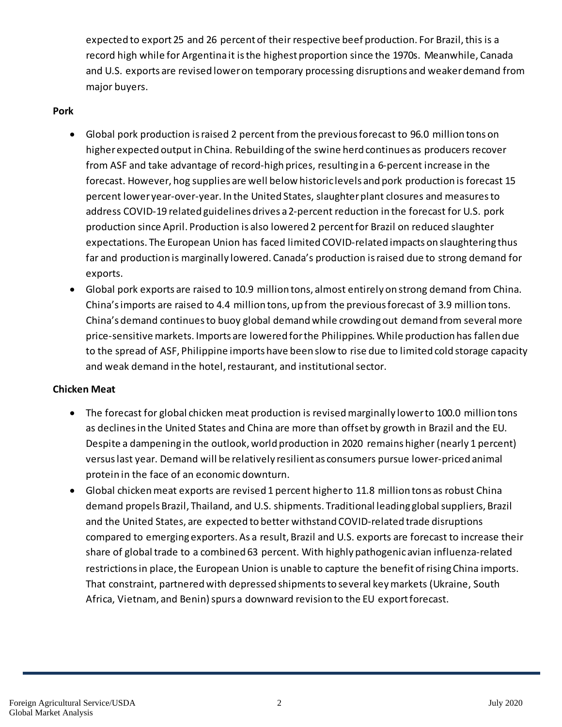expected to export 25 and 26 percent of their respective beef production. For Brazil, this is a record high while for Argentina it is the highest proportion since the 1970s. Meanwhile, Canada and U.S. exports are revised lower on temporary processing disruptions and weaker demand from major buyers.

**Pork**

- Global pork production is raised 2 percent from the previous forecast to 96.0 million tons on higher expected output in China. Rebuilding of the swine herd continues as producers recover from ASF and take advantage of record-high prices, resulting in a 6-percent increase in the forecast. However, hog supplies are well below historic levels and pork production is forecast 15 percent lower year-over-year. In the United States, slaughter plant closures and measures to address COVID-19 related guidelines drives a 2-percent reduction in the forecast for U.S. pork production since April. Production is also lowered 2 percent for Brazil on reduced slaughter expectations. The European Union has faced limited COVID-related impacts on slaughtering thus far and production is marginally lowered. Canada's production is raised due to strong demand for exports.
- Global pork exports are raised to 10.9 million tons, almost entirely on strong demand from China. China's imports are raised to 4.4 million tons, up from the previous forecast of 3.9 million tons. China's demand continues to buoy global demand while crowding out demand from several more price-sensitive markets. Imports are lowered for the Philippines. While production has fallen due to the spread of ASF, Philippine imports have been slow to rise due to limited cold storage capacity and weak demand in the hotel, restaurant, and institutional sector.

**Chicken Meat**

- The forecast for global chicken meat production is revised marginally lower to 100.0 million tons as declines in the United States and China are more than offset by growth in Brazil and the EU. Despite a dampening in the outlook, world production in 2020 remains higher (nearly 1 percent) versus last year. Demand will be relatively resilient as consumers pursue lower-priced animal protein in the face of an economic downturn.
- Global chicken meat exports are revised 1 percent higher to 11.8 million tons as robust China demand propels Brazil, Thailand, and U.S. shipments. Traditional leading global suppliers, Brazil and the United States, are expected to better withstand COVID-related trade disruptions compared to emerging exporters. As a result, Brazil and U.S. exports are forecast to increase their share of global trade to a combined 63 percent. With highly pathogenic avian influenza-related restrictions in place, the European Union is unable to capture the benefit of rising China imports. That constraint, partnered with depressed shipments to several key markets (Ukraine, South Africa, Vietnam, and Benin) spurs a downward revision to the EU export forecast.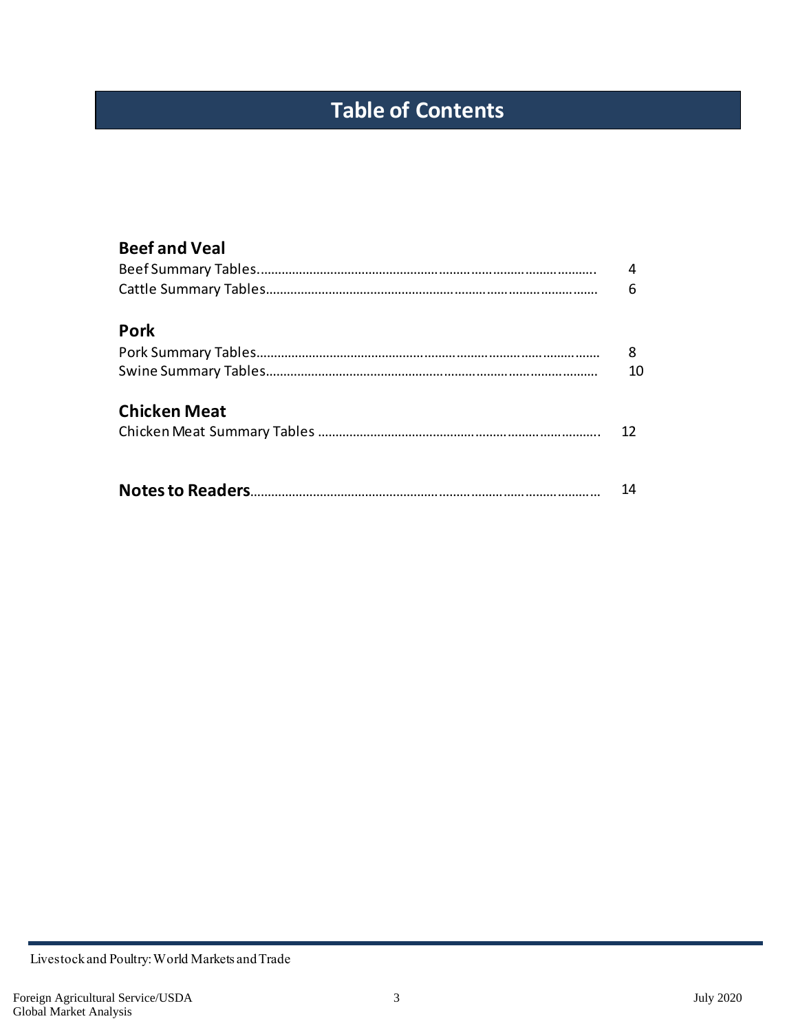# Table of Contents

## Beef and Veal

Beef Summary Tables................................................ 4

Cattle Summary Tables.............................................. 6

## Pork

Pork Summary Tables................................................ 8

Swine Summary Tables............................................... 10

## Chicken Meat

Chicken Meat Summary Tables ....................................... 12

**Notes to Readers**................................................ 14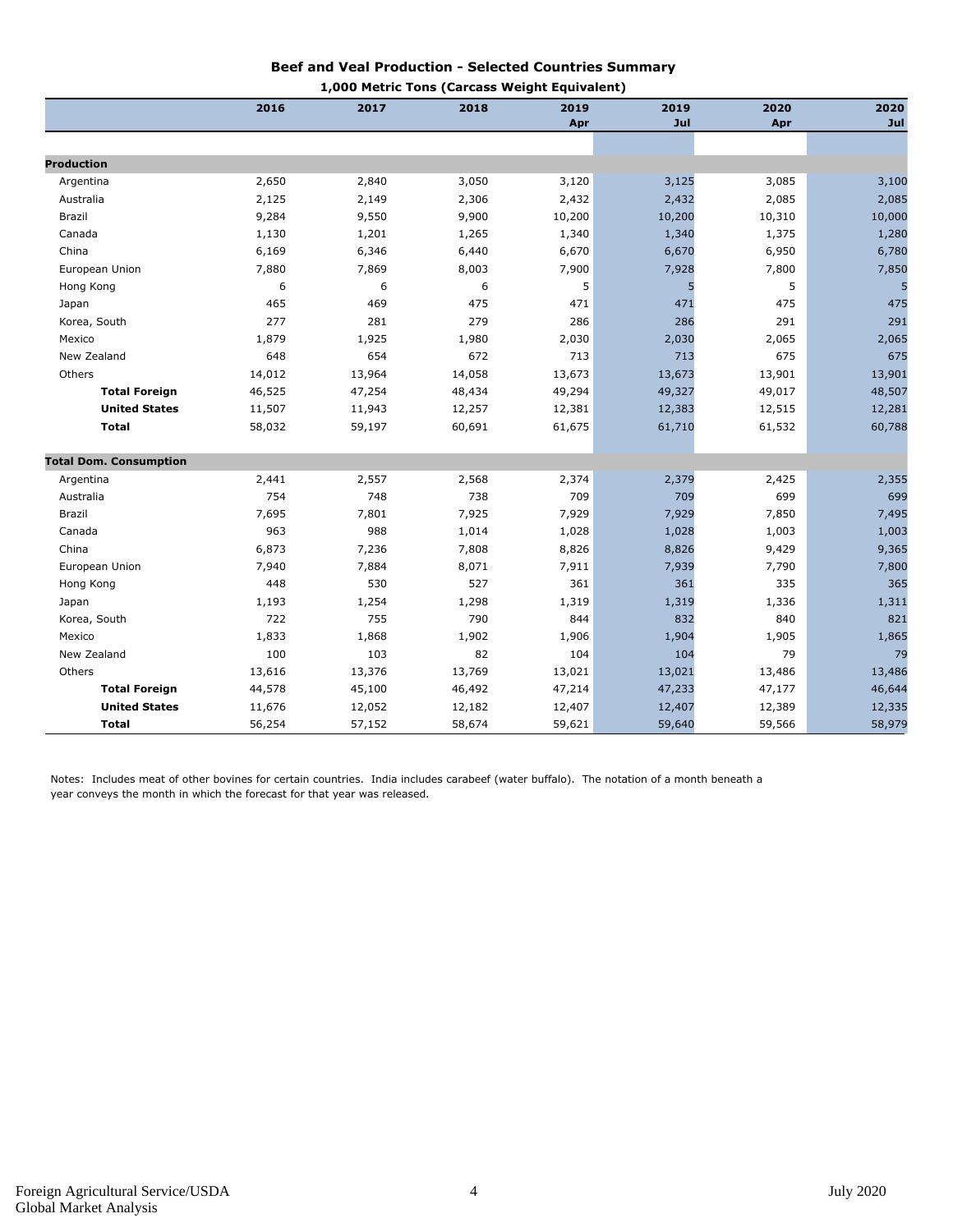## Beef and Veal Production - Selected Countries Summary

**1,000 Metric Tons (Carcass Weight Equivalent)**

| | 2016 | 2017 | 2018 | 2019 Apr | 2019 Jul | 2020 Apr | 2020 Jul |
|---|---|---|---|---|---|---|---|
| **Production** | | | | | | | |
| Argentina | 2,650 | 2,840 | 3,050 | 3,120 | 3,125 | 3,085 | 3,100 |
| Australia | 2,125 | 2,149 | 2,306 | 2,432 | 2,432 | 2,085 | 2,085 |
| Brazil | 9,284 | 9,550 | 9,900 | 10,200 | 10,200 | 10,310 | 10,000 |
| Canada | 1,130 | 1,201 | 1,265 | 1,340 | 1,340 | 1,375 | 1,280 |
| China | 6,169 | 6,346 | 6,440 | 6,670 | 6,670 | 6,950 | 6,780 |
| European Union | 7,880 | 7,869 | 8,003 | 7,900 | 7,928 | 7,800 | 7,850 |
| Hong Kong | 6 | 6 | 6 | 5 | 5 | 5 | 5 |
| Japan | 465 | 469 | 475 | 471 | 471 | 475 | 475 |
| Korea, South | 277 | 281 | 279 | 286 | 286 | 291 | 291 |
| Mexico | 1,879 | 1,925 | 1,980 | 2,030 | 2,030 | 2,065 | 2,065 |
| New Zealand | 648 | 654 | 672 | 713 | 713 | 675 | 675 |
| Others | 14,012 | 13,964 | 14,058 | 13,673 | 13,673 | 13,901 | 13,901 |
| **Total Foreign** | 46,525 | 47,254 | 48,434 | 49,294 | 49,327 | 49,017 | 48,507 |
| **United States** | 11,507 | 11,943 | 12,257 | 12,381 | 12,383 | 12,515 | 12,281 |
| **Total** | 58,032 | 59,197 | 60,691 | 61,675 | 61,710 | 61,532 | 60,788 |
| **Total Dom. Consumption** | | | | | | | |
| Argentina | 2,441 | 2,557 | 2,568 | 2,374 | 2,379 | 2,425 | 2,355 |
| Australia | 754 | 748 | 738 | 709 | 709 | 699 | 699 |
| Brazil | 7,695 | 7,801 | 7,925 | 7,929 | 7,929 | 7,850 | 7,495 |
| Canada | 963 | 988 | 1,014 | 1,028 | 1,028 | 1,003 | 1,003 |
| China | 6,873 | 7,236 | 7,808 | 8,826 | 8,826 | 9,429 | 9,365 |
| European Union | 7,940 | 7,884 | 8,071 | 7,911 | 7,939 | 7,790 | 7,800 |
| Hong Kong | 448 | 530 | 527 | 361 | 361 | 335 | 365 |
| Japan | 1,193 | 1,254 | 1,298 | 1,319 | 1,319 | 1,336 | 1,311 |
| Korea, South | 722 | 755 | 790 | 844 | 832 | 840 | 821 |
| Mexico | 1,833 | 1,868 | 1,902 | 1,906 | 1,904 | 1,905 | 1,865 |
| New Zealand | 100 | 103 | 82 | 104 | 104 | 79 | 79 |
| Others | 13,616 | 13,376 | 13,769 | 13,021 | 13,021 | 13,486 | 13,486 |
| **Total Foreign** | 44,578 | 45,100 | 46,492 | 47,214 | 47,233 | 47,177 | 46,644 |
| **United States** | 11,676 | 12,052 | 12,182 | 12,407 | 12,407 | 12,389 | 12,335 |
| **Total** | 56,254 | 57,152 | 58,674 | 59,621 | 59,640 | 59,566 | 58,979 |

Notes: Includes meat of other bovines for certain countries. India includes carabeef (water buffalo). The notation of a month beneath a year conveys the month in which the forecast for that year was released.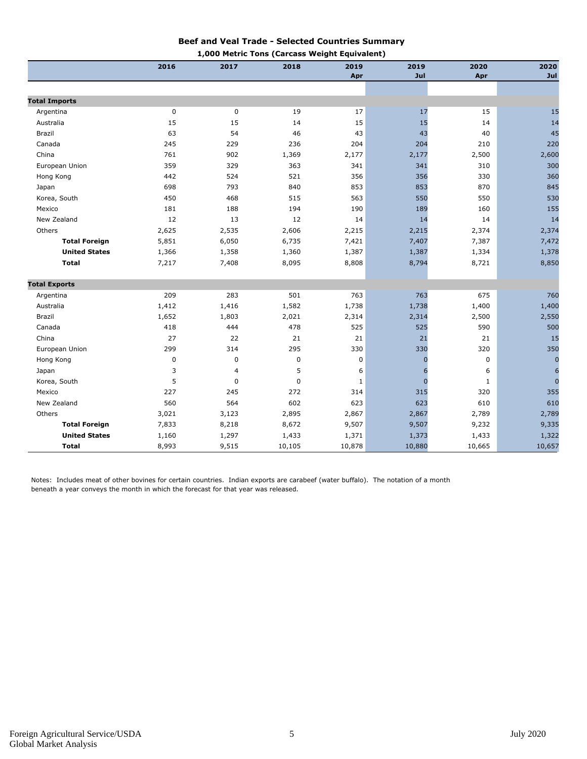## Beef and Veal Trade - Selected Countries Summary

### 1,000 Metric Tons (Carcass Weight Equivalent)

| | 2016 | 2017 | 2018 | 2019 Apr | 2019 Jul | 2020 Apr | 2020 Jul |
|---|---|---|---|---|---|---|---|
| **Total Imports** | | | | | | | |
| Argentina | 0 | 0 | 19 | 17 | 17 | 15 | 15 |
| Australia | 15 | 15 | 14 | 15 | 15 | 14 | 14 |
| Brazil | 63 | 54 | 46 | 43 | 43 | 40 | 45 |
| Canada | 245 | 229 | 236 | 204 | 204 | 210 | 220 |
| China | 761 | 902 | 1,369 | 2,177 | 2,177 | 2,500 | 2,600 |
| European Union | 359 | 329 | 363 | 341 | 341 | 310 | 300 |
| Hong Kong | 442 | 524 | 521 | 356 | 356 | 330 | 360 |
| Japan | 698 | 793 | 840 | 853 | 853 | 870 | 845 |
| Korea, South | 450 | 468 | 515 | 563 | 550 | 550 | 530 |
| Mexico | 181 | 188 | 194 | 190 | 189 | 160 | 155 |
| New Zealand | 12 | 13 | 12 | 14 | 14 | 14 | 14 |
| Others | 2,625 | 2,535 | 2,606 | 2,215 | 2,215 | 2,374 | 2,374 |
| **Total Foreign** | 5,851 | 6,050 | 6,735 | 7,421 | 7,407 | 7,387 | 7,472 |
| **United States** | 1,366 | 1,358 | 1,360 | 1,387 | 1,387 | 1,334 | 1,378 |
| **Total** | 7,217 | 7,408 | 8,095 | 8,808 | 8,794 | 8,721 | 8,850 |
| **Total Exports** | | | | | | | |
| Argentina | 209 | 283 | 501 | 763 | 763 | 675 | 760 |
| Australia | 1,412 | 1,416 | 1,582 | 1,738 | 1,738 | 1,400 | 1,400 |
| Brazil | 1,652 | 1,803 | 2,021 | 2,314 | 2,314 | 2,500 | 2,550 |
| Canada | 418 | 444 | 478 | 525 | 525 | 590 | 500 |
| China | 27 | 22 | 21 | 21 | 21 | 21 | 15 |
| European Union | 299 | 314 | 295 | 330 | 330 | 320 | 350 |
| Hong Kong | 0 | 0 | 0 | 0 | 0 | 0 | 0 |
| Japan | 3 | 4 | 5 | 6 | 6 | 6 | 6 |
| Korea, South | 5 | 0 | 0 | 1 | 0 | 1 | 0 |
| Mexico | 227 | 245 | 272 | 314 | 315 | 320 | 355 |
| New Zealand | 560 | 564 | 602 | 623 | 623 | 610 | 610 |
| Others | 3,021 | 3,123 | 2,895 | 2,867 | 2,867 | 2,789 | 2,789 |
| **Total Foreign** | 7,833 | 8,218 | 8,672 | 9,507 | 9,507 | 9,232 | 9,335 |
| **United States** | 1,160 | 1,297 | 1,433 | 1,371 | 1,373 | 1,433 | 1,322 |
| **Total** | 8,993 | 9,515 | 10,105 | 10,878 | 10,880 | 10,665 | 10,657 |

Notes: Includes meat of other bovines for certain countries. Indian exports are carabeef (water buffalo). The notation of a month beneath a year conveys the month in which the forecast for that year was released.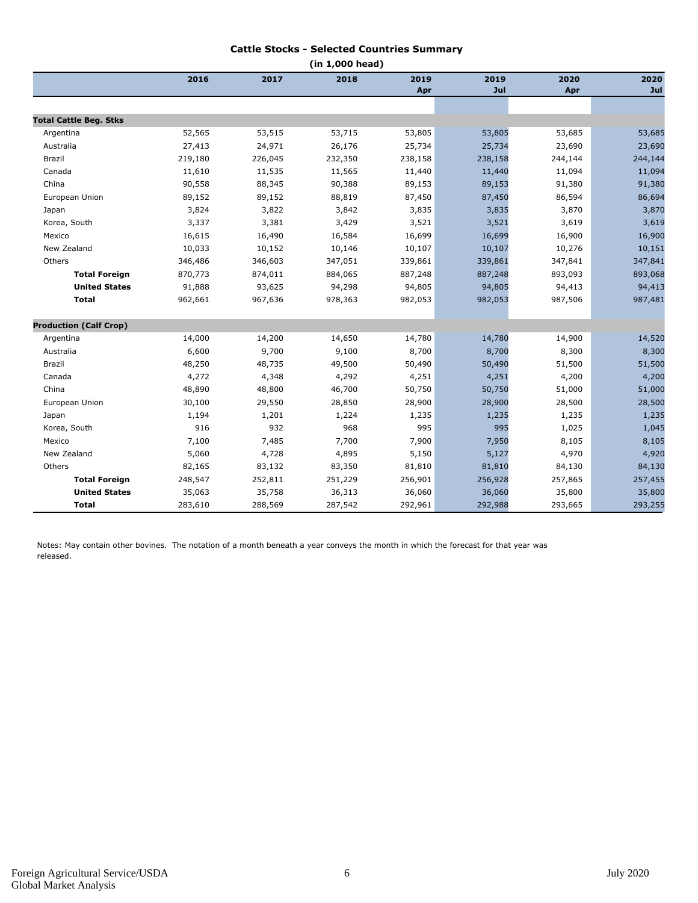## Cattle Stocks - Selected Countries Summary

(in 1,000 head)

| | 2016 | 2017 | 2018 | 2019 Apr | 2019 Jul | 2020 Apr | 2020 Jul |
|---|---|---|---|---|---|---|---|
| **Total Cattle Beg. Stks** | | | | | | | |
| Argentina | 52,565 | 53,515 | 53,715 | 53,805 | 53,805 | 53,685 | 53,685 |
| Australia | 27,413 | 24,971 | 26,176 | 25,734 | 25,734 | 23,690 | 23,690 |
| Brazil | 219,180 | 226,045 | 232,350 | 238,158 | 238,158 | 244,144 | 244,144 |
| Canada | 11,610 | 11,535 | 11,565 | 11,440 | 11,440 | 11,094 | 11,094 |
| China | 90,558 | 88,345 | 90,388 | 89,153 | 89,153 | 91,380 | 91,380 |
| European Union | 89,152 | 89,152 | 88,819 | 87,450 | 87,450 | 86,594 | 86,694 |
| Japan | 3,824 | 3,822 | 3,842 | 3,835 | 3,835 | 3,870 | 3,870 |
| Korea, South | 3,337 | 3,381 | 3,429 | 3,521 | 3,521 | 3,619 | 3,619 |
| Mexico | 16,615 | 16,490 | 16,584 | 16,699 | 16,699 | 16,900 | 16,900 |
| New Zealand | 10,033 | 10,152 | 10,146 | 10,107 | 10,107 | 10,276 | 10,151 |
| Others | 346,486 | 346,603 | 347,051 | 339,861 | 339,861 | 347,841 | 347,841 |
| **Total Foreign** | 870,773 | 874,011 | 884,065 | 887,248 | 887,248 | 893,093 | 893,068 |
| **United States** | 91,888 | 93,625 | 94,298 | 94,805 | 94,805 | 94,413 | 94,413 |
| **Total** | 962,661 | 967,636 | 978,363 | 982,053 | 982,053 | 987,506 | 987,481 |
| **Production (Calf Crop)** | | | | | | | |
| Argentina | 14,000 | 14,200 | 14,650 | 14,780 | 14,780 | 14,900 | 14,520 |
| Australia | 6,600 | 9,700 | 9,100 | 8,700 | 8,700 | 8,300 | 8,300 |
| Brazil | 48,250 | 48,735 | 49,500 | 50,490 | 50,490 | 51,500 | 51,500 |
| Canada | 4,272 | 4,348 | 4,292 | 4,251 | 4,251 | 4,200 | 4,200 |
| China | 48,890 | 48,800 | 46,700 | 50,750 | 50,750 | 51,000 | 51,000 |
| European Union | 30,100 | 29,550 | 28,850 | 28,900 | 28,900 | 28,500 | 28,500 |
| Japan | 1,194 | 1,201 | 1,224 | 1,235 | 1,235 | 1,235 | 1,235 |
| Korea, South | 916 | 932 | 968 | 995 | 995 | 1,025 | 1,045 |
| Mexico | 7,100 | 7,485 | 7,700 | 7,900 | 7,950 | 8,105 | 8,105 |
| New Zealand | 5,060 | 4,728 | 4,895 | 5,150 | 5,127 | 4,970 | 4,920 |
| Others | 82,165 | 83,132 | 83,350 | 81,810 | 81,810 | 84,130 | 84,130 |
| **Total Foreign** | 248,547 | 252,811 | 251,229 | 256,901 | 256,928 | 257,865 | 257,455 |
| **United States** | 35,063 | 35,758 | 36,313 | 36,060 | 36,060 | 35,800 | 35,800 |
| **Total** | 283,610 | 288,569 | 287,542 | 292,961 | 292,988 | 293,665 | 293,255 |

Notes: May contain other bovines. The notation of a month beneath a year conveys the month in which the forecast for that year was released.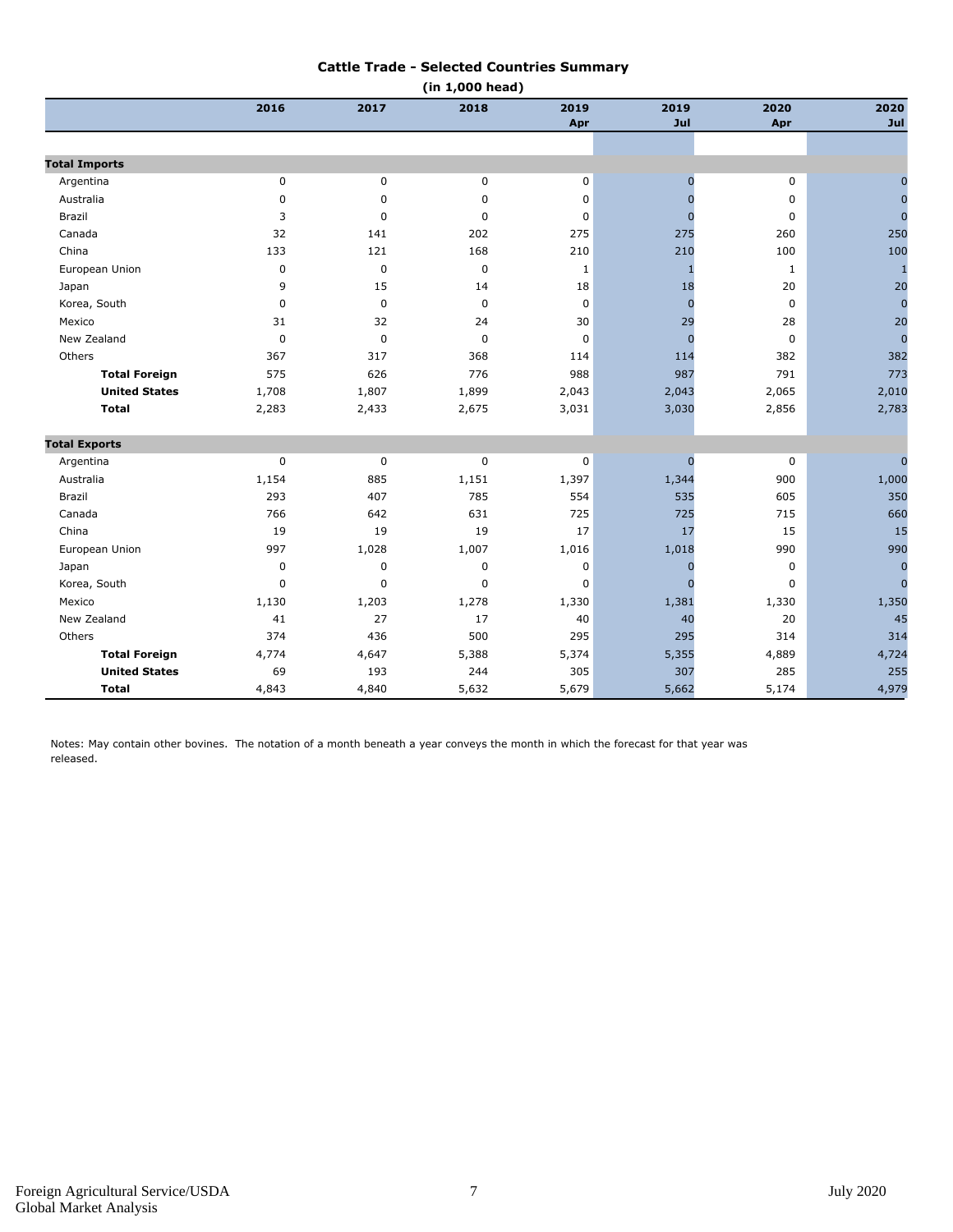## Cattle Trade - Selected Countries Summary

**(in 1,000 head)**

| | 2016 | 2017 | 2018 | 2019 Apr | 2019 Jul | 2020 Apr | 2020 Jul |
|---|---|---|---|---|---|---|---|
| **Total Imports** | | | | | | | |
| Argentina | 0 | 0 | 0 | 0 | 0 | 0 | 0 |
| Australia | 0 | 0 | 0 | 0 | 0 | 0 | 0 |
| Brazil | 3 | 0 | 0 | 0 | 0 | 0 | 0 |
| Canada | 32 | 141 | 202 | 275 | 275 | 260 | 250 |
| China | 133 | 121 | 168 | 210 | 210 | 100 | 100 |
| European Union | 0 | 0 | 0 | 1 | 1 | 1 | 1 |
| Japan | 9 | 15 | 14 | 18 | 18 | 20 | 20 |
| Korea, South | 0 | 0 | 0 | 0 | 0 | 0 | 0 |
| Mexico | 31 | 32 | 24 | 30 | 29 | 28 | 20 |
| New Zealand | 0 | 0 | 0 | 0 | 0 | 0 | 0 |
| Others | 367 | 317 | 368 | 114 | 114 | 382 | 382 |
| **Total Foreign** | 575 | 626 | 776 | 988 | 987 | 791 | 773 |
| **United States** | 1,708 | 1,807 | 1,899 | 2,043 | 2,043 | 2,065 | 2,010 |
| **Total** | 2,283 | 2,433 | 2,675 | 3,031 | 3,030 | 2,856 | 2,783 |
| **Total Exports** | | | | | | | |
| Argentina | 0 | 0 | 0 | 0 | 0 | 0 | 0 |
| Australia | 1,154 | 885 | 1,151 | 1,397 | 1,344 | 900 | 1,000 |
| Brazil | 293 | 407 | 785 | 554 | 535 | 605 | 350 |
| Canada | 766 | 642 | 631 | 725 | 725 | 715 | 660 |
| China | 19 | 19 | 19 | 17 | 17 | 15 | 15 |
| European Union | 997 | 1,028 | 1,007 | 1,016 | 1,018 | 990 | 990 |
| Japan | 0 | 0 | 0 | 0 | 0 | 0 | 0 |
| Korea, South | 0 | 0 | 0 | 0 | 0 | 0 | 0 |
| Mexico | 1,130 | 1,203 | 1,278 | 1,330 | 1,381 | 1,330 | 1,350 |
| New Zealand | 41 | 27 | 17 | 40 | 40 | 20 | 45 |
| Others | 374 | 436 | 500 | 295 | 295 | 314 | 314 |
| **Total Foreign** | 4,774 | 4,647 | 5,388 | 5,374 | 5,355 | 4,889 | 4,724 |
| **United States** | 69 | 193 | 244 | 305 | 307 | 285 | 255 |
| **Total** | 4,843 | 4,840 | 5,632 | 5,679 | 5,662 | 5,174 | 4,979 |

Notes: May contain other bovines. The notation of a month beneath a year conveys the month in which the forecast for that year was released.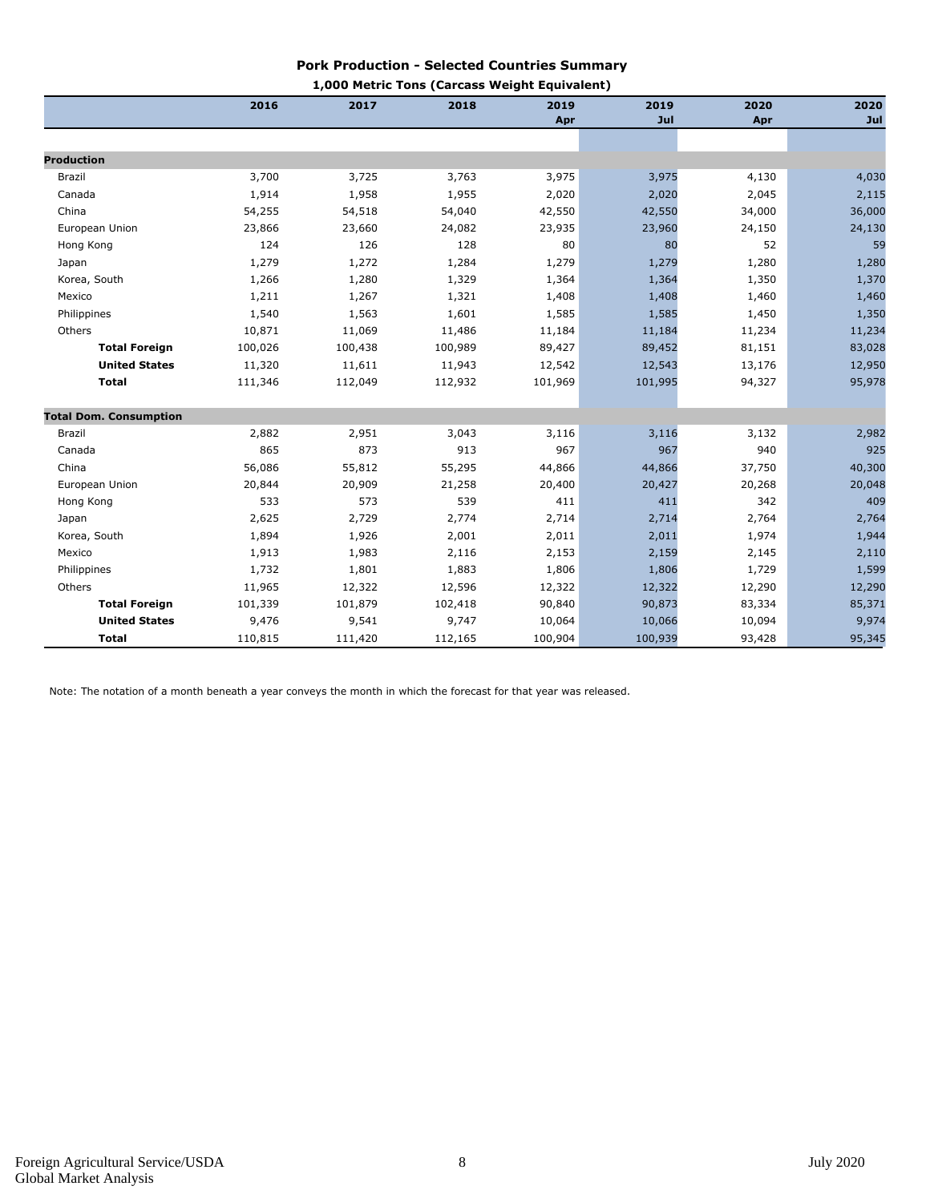## Pork Production - Selected Countries Summary

**1,000 Metric Tons (Carcass Weight Equivalent)**

| | 2016 | 2017 | 2018 | 2019 Apr | 2019 Jul | 2020 Apr | 2020 Jul |
|---|---|---|---|---|---|---|---|
| **Production** | | | | | | | |
| Brazil | 3,700 | 3,725 | 3,763 | 3,975 | 3,975 | 4,130 | 4,030 |
| Canada | 1,914 | 1,958 | 1,955 | 2,020 | 2,020 | 2,045 | 2,115 |
| China | 54,255 | 54,518 | 54,040 | 42,550 | 42,550 | 34,000 | 36,000 |
| European Union | 23,866 | 23,660 | 24,082 | 23,935 | 23,960 | 24,150 | 24,130 |
| Hong Kong | 124 | 126 | 128 | 80 | 80 | 52 | 59 |
| Japan | 1,279 | 1,272 | 1,284 | 1,279 | 1,279 | 1,280 | 1,280 |
| Korea, South | 1,266 | 1,280 | 1,329 | 1,364 | 1,364 | 1,350 | 1,370 |
| Mexico | 1,211 | 1,267 | 1,321 | 1,408 | 1,408 | 1,460 | 1,460 |
| Philippines | 1,540 | 1,563 | 1,601 | 1,585 | 1,585 | 1,450 | 1,350 |
| Others | 10,871 | 11,069 | 11,486 | 11,184 | 11,184 | 11,234 | 11,234 |
| **Total Foreign** | 100,026 | 100,438 | 100,989 | 89,427 | 89,452 | 81,151 | 83,028 |
| **United States** | 11,320 | 11,611 | 11,943 | 12,542 | 12,543 | 13,176 | 12,950 |
| **Total** | 111,346 | 112,049 | 112,932 | 101,969 | 101,995 | 94,327 | 95,978 |
| **Total Dom. Consumption** | | | | | | | |
| Brazil | 2,882 | 2,951 | 3,043 | 3,116 | 3,116 | 3,132 | 2,982 |
| Canada | 865 | 873 | 913 | 967 | 967 | 940 | 925 |
| China | 56,086 | 55,812 | 55,295 | 44,866 | 44,866 | 37,750 | 40,300 |
| European Union | 20,844 | 20,909 | 21,258 | 20,400 | 20,427 | 20,268 | 20,048 |
| Hong Kong | 533 | 573 | 539 | 411 | 411 | 342 | 409 |
| Japan | 2,625 | 2,729 | 2,774 | 2,714 | 2,714 | 2,764 | 2,764 |
| Korea, South | 1,894 | 1,926 | 2,001 | 2,011 | 2,011 | 1,974 | 1,944 |
| Mexico | 1,913 | 1,983 | 2,116 | 2,153 | 2,159 | 2,145 | 2,110 |
| Philippines | 1,732 | 1,801 | 1,883 | 1,806 | 1,806 | 1,729 | 1,599 |
| Others | 11,965 | 12,322 | 12,596 | 12,322 | 12,322 | 12,290 | 12,290 |
| **Total Foreign** | 101,339 | 101,879 | 102,418 | 90,840 | 90,873 | 83,334 | 85,371 |
| **United States** | 9,476 | 9,541 | 9,747 | 10,064 | 10,066 | 10,094 | 9,974 |
| **Total** | 110,815 | 111,420 | 112,165 | 100,904 | 100,939 | 93,428 | 95,345 |

Note: The notation of a month beneath a year conveys the month in which the forecast for that year was released.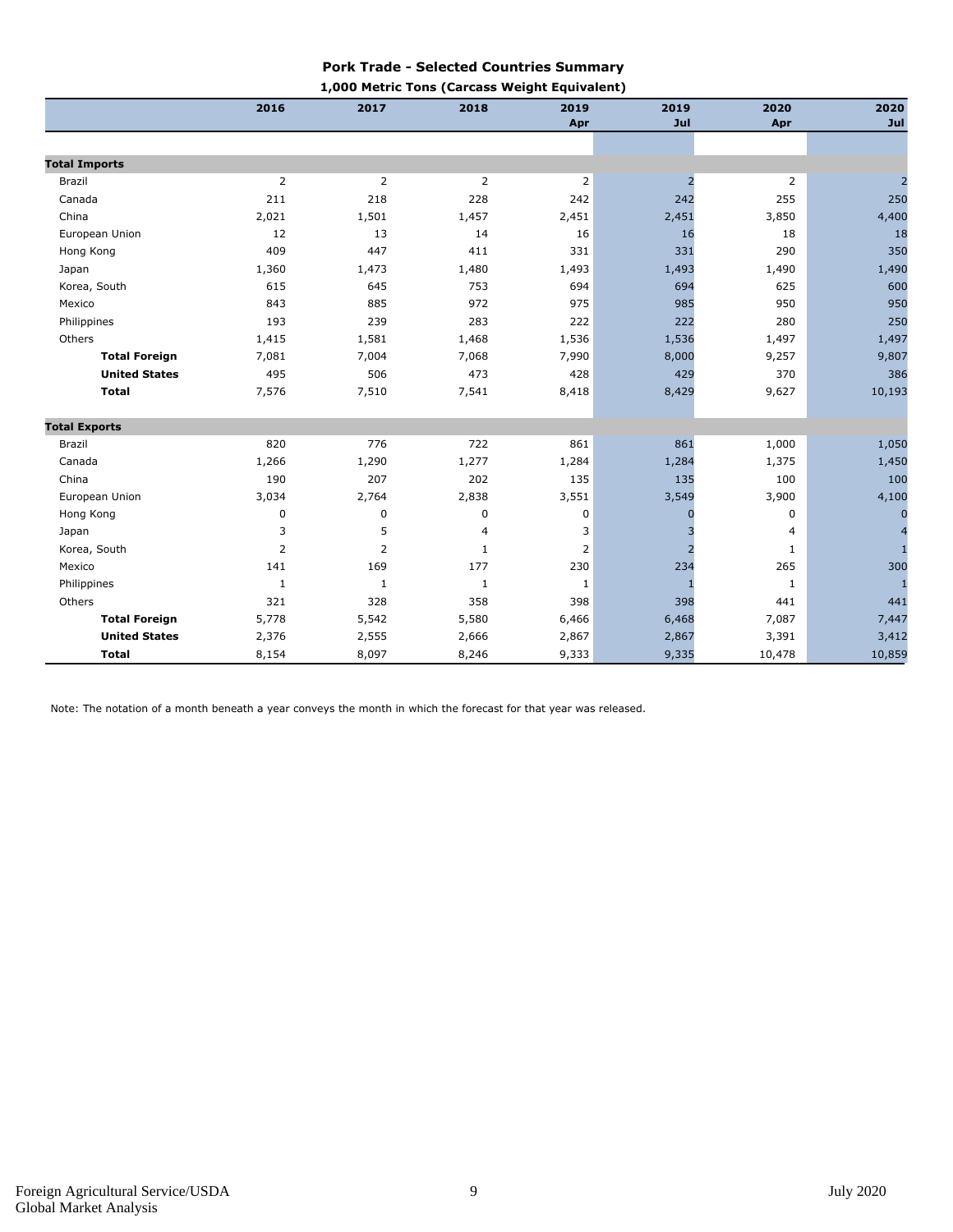## Pork Trade - Selected Countries Summary

**1,000 Metric Tons (Carcass Weight Equivalent)**

| | 2016 | 2017 | 2018 | 2019 Apr | 2019 Jul | 2020 Apr | 2020 Jul |
|---|---|---|---|---|---|---|---|
| **Total Imports** | | | | | | | |
| Brazil | 2 | 2 | 2 | 2 | 2 | 2 | 2 |
| Canada | 211 | 218 | 228 | 242 | 242 | 255 | 250 |
| China | 2,021 | 1,501 | 1,457 | 2,451 | 2,451 | 3,850 | 4,400 |
| European Union | 12 | 13 | 14 | 16 | 16 | 18 | 18 |
| Hong Kong | 409 | 447 | 411 | 331 | 331 | 290 | 350 |
| Japan | 1,360 | 1,473 | 1,480 | 1,493 | 1,493 | 1,490 | 1,490 |
| Korea, South | 615 | 645 | 753 | 694 | 694 | 625 | 600 |
| Mexico | 843 | 885 | 972 | 975 | 985 | 950 | 950 |
| Philippines | 193 | 239 | 283 | 222 | 222 | 280 | 250 |
| Others | 1,415 | 1,581 | 1,468 | 1,536 | 1,536 | 1,497 | 1,497 |
| **Total Foreign** | 7,081 | 7,004 | 7,068 | 7,990 | 8,000 | 9,257 | 9,807 |
| **United States** | 495 | 506 | 473 | 428 | 429 | 370 | 386 |
| **Total** | 7,576 | 7,510 | 7,541 | 8,418 | 8,429 | 9,627 | 10,193 |
| **Total Exports** | | | | | | | |
| Brazil | 820 | 776 | 722 | 861 | 861 | 1,000 | 1,050 |
| Canada | 1,266 | 1,290 | 1,277 | 1,284 | 1,284 | 1,375 | 1,450 |
| China | 190 | 207 | 202 | 135 | 135 | 100 | 100 |
| European Union | 3,034 | 2,764 | 2,838 | 3,551 | 3,549 | 3,900 | 4,100 |
| Hong Kong | 0 | 0 | 0 | 0 | 0 | 0 | 0 |
| Japan | 3 | 5 | 4 | 3 | 3 | 4 | 4 |
| Korea, South | 2 | 2 | 1 | 2 | 2 | 1 | 1 |
| Mexico | 141 | 169 | 177 | 230 | 234 | 265 | 300 |
| Philippines | 1 | 1 | 1 | 1 | 1 | 1 | 1 |
| Others | 321 | 328 | 358 | 398 | 398 | 441 | 441 |
| **Total Foreign** | 5,778 | 5,542 | 5,580 | 6,466 | 6,468 | 7,087 | 7,447 |
| **United States** | 2,376 | 2,555 | 2,666 | 2,867 | 2,867 | 3,391 | 3,412 |
| **Total** | 8,154 | 8,097 | 8,246 | 9,333 | 9,335 | 10,478 | 10,859 |

Note: The notation of a month beneath a year conveys the month in which the forecast for that year was released.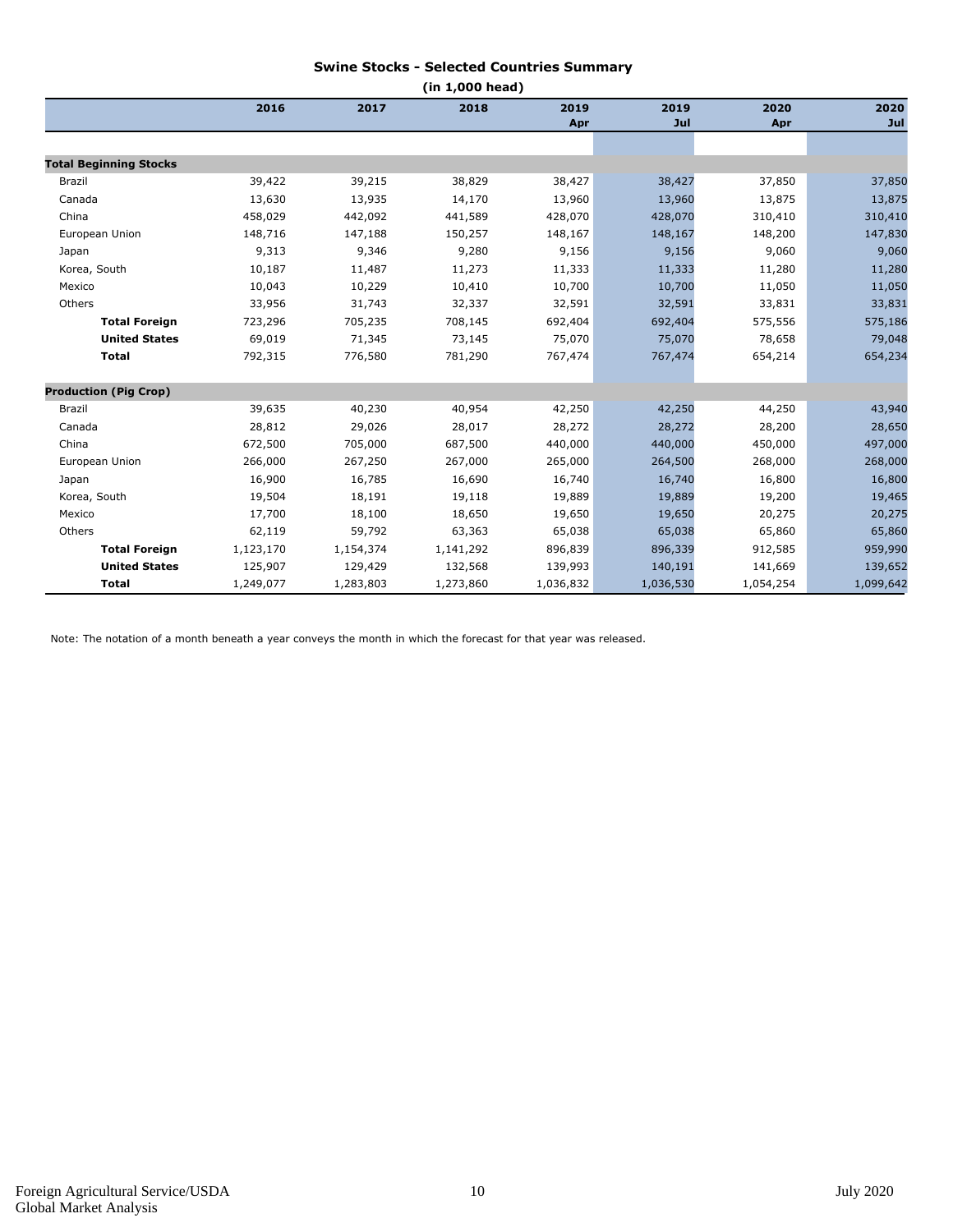## Swine Stocks - Selected Countries Summary

(in 1,000 head)

| | 2016 | 2017 | 2018 | 2019 Apr | 2019 Jul | 2020 Apr | 2020 Jul |
|---|---|---|---|---|---|---|---|
| **Total Beginning Stocks** | | | | | | | |
| Brazil | 39,422 | 39,215 | 38,829 | 38,427 | 38,427 | 37,850 | 37,850 |
| Canada | 13,630 | 13,935 | 14,170 | 13,960 | 13,960 | 13,875 | 13,875 |
| China | 458,029 | 442,092 | 441,589 | 428,070 | 428,070 | 310,410 | 310,410 |
| European Union | 148,716 | 147,188 | 150,257 | 148,167 | 148,167 | 148,200 | 147,830 |
| Japan | 9,313 | 9,346 | 9,280 | 9,156 | 9,156 | 9,060 | 9,060 |
| Korea, South | 10,187 | 11,487 | 11,273 | 11,333 | 11,333 | 11,280 | 11,280 |
| Mexico | 10,043 | 10,229 | 10,410 | 10,700 | 10,700 | 11,050 | 11,050 |
| Others | 33,956 | 31,743 | 32,337 | 32,591 | 32,591 | 33,831 | 33,831 |
| **Total Foreign** | 723,296 | 705,235 | 708,145 | 692,404 | 692,404 | 575,556 | 575,186 |
| **United States** | 69,019 | 71,345 | 73,145 | 75,070 | 75,070 | 78,658 | 79,048 |
| **Total** | 792,315 | 776,580 | 781,290 | 767,474 | 767,474 | 654,214 | 654,234 |
| **Production (Pig Crop)** | | | | | | | |
| Brazil | 39,635 | 40,230 | 40,954 | 42,250 | 42,250 | 44,250 | 43,940 |
| Canada | 28,812 | 29,026 | 28,017 | 28,272 | 28,272 | 28,200 | 28,650 |
| China | 672,500 | 705,000 | 687,500 | 440,000 | 440,000 | 450,000 | 497,000 |
| European Union | 266,000 | 267,250 | 267,000 | 265,000 | 264,500 | 268,000 | 268,000 |
| Japan | 16,900 | 16,785 | 16,690 | 16,740 | 16,740 | 16,800 | 16,800 |
| Korea, South | 19,504 | 18,191 | 19,118 | 19,889 | 19,889 | 19,200 | 19,465 |
| Mexico | 17,700 | 18,100 | 18,650 | 19,650 | 19,650 | 20,275 | 20,275 |
| Others | 62,119 | 59,792 | 63,363 | 65,038 | 65,038 | 65,860 | 65,860 |
| **Total Foreign** | 1,123,170 | 1,154,374 | 1,141,292 | 896,839 | 896,339 | 912,585 | 959,990 |
| **United States** | 125,907 | 129,429 | 132,568 | 139,993 | 140,191 | 141,669 | 139,652 |
| **Total** | 1,249,077 | 1,283,803 | 1,273,860 | 1,036,832 | 1,036,530 | 1,054,254 | 1,099,642 |

Note: The notation of a month beneath a year conveys the month in which the forecast for that year was released.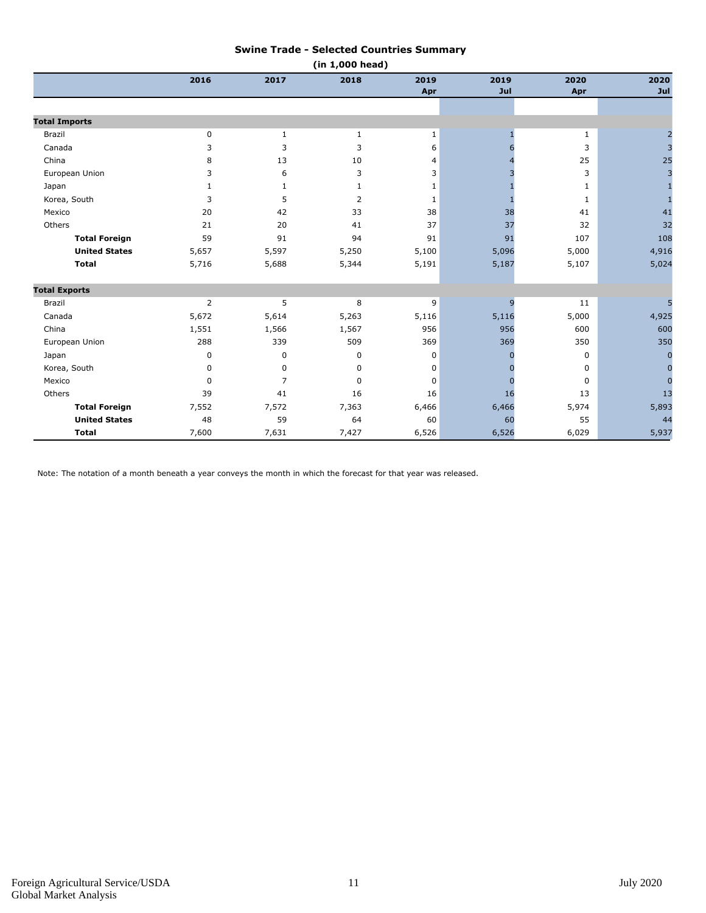# Swine Trade - Selected Countries Summary

**(in 1,000 head)**

| | 2016 | 2017 | 2018 | 2019 Apr | 2019 Jul | 2020 Apr | 2020 Jul |
|---|---|---|---|---|---|---|---|
| **Total Imports** | | | | | | | |
| Brazil | 0 | 1 | 1 | 1 | 1 | 1 | 2 |
| Canada | 3 | 3 | 3 | 6 | 6 | 3 | 3 |
| China | 8 | 13 | 10 | 4 | 4 | 25 | 25 |
| European Union | 3 | 6 | 3 | 3 | 3 | 3 | 3 |
| Japan | 1 | 1 | 1 | 1 | 1 | 1 | 1 |
| Korea, South | 3 | 5 | 2 | 1 | 1 | 1 | 1 |
| Mexico | 20 | 42 | 33 | 38 | 38 | 41 | 41 |
| Others | 21 | 20 | 41 | 37 | 37 | 32 | 32 |
| **Total Foreign** | 59 | 91 | 94 | 91 | 91 | 107 | 108 |
| **United States** | 5,657 | 5,597 | 5,250 | 5,100 | 5,096 | 5,000 | 4,916 |
| **Total** | 5,716 | 5,688 | 5,344 | 5,191 | 5,187 | 5,107 | 5,024 |
| **Total Exports** | | | | | | | |
| Brazil | 2 | 5 | 8 | 9 | 9 | 11 | 5 |
| Canada | 5,672 | 5,614 | 5,263 | 5,116 | 5,116 | 5,000 | 4,925 |
| China | 1,551 | 1,566 | 1,567 | 956 | 956 | 600 | 600 |
| European Union | 288 | 339 | 509 | 369 | 369 | 350 | 350 |
| Japan | 0 | 0 | 0 | 0 | 0 | 0 | 0 |
| Korea, South | 0 | 0 | 0 | 0 | 0 | 0 | 0 |
| Mexico | 0 | 7 | 0 | 0 | 0 | 0 | 0 |
| Others | 39 | 41 | 16 | 16 | 16 | 13 | 13 |
| **Total Foreign** | 7,552 | 7,572 | 7,363 | 6,466 | 6,466 | 5,974 | 5,893 |
| **United States** | 48 | 59 | 64 | 60 | 60 | 55 | 44 |
| **Total** | 7,600 | 7,631 | 7,427 | 6,526 | 6,526 | 6,029 | 5,937 |

Note: The notation of a month beneath a year conveys the month in which the forecast for that year was released.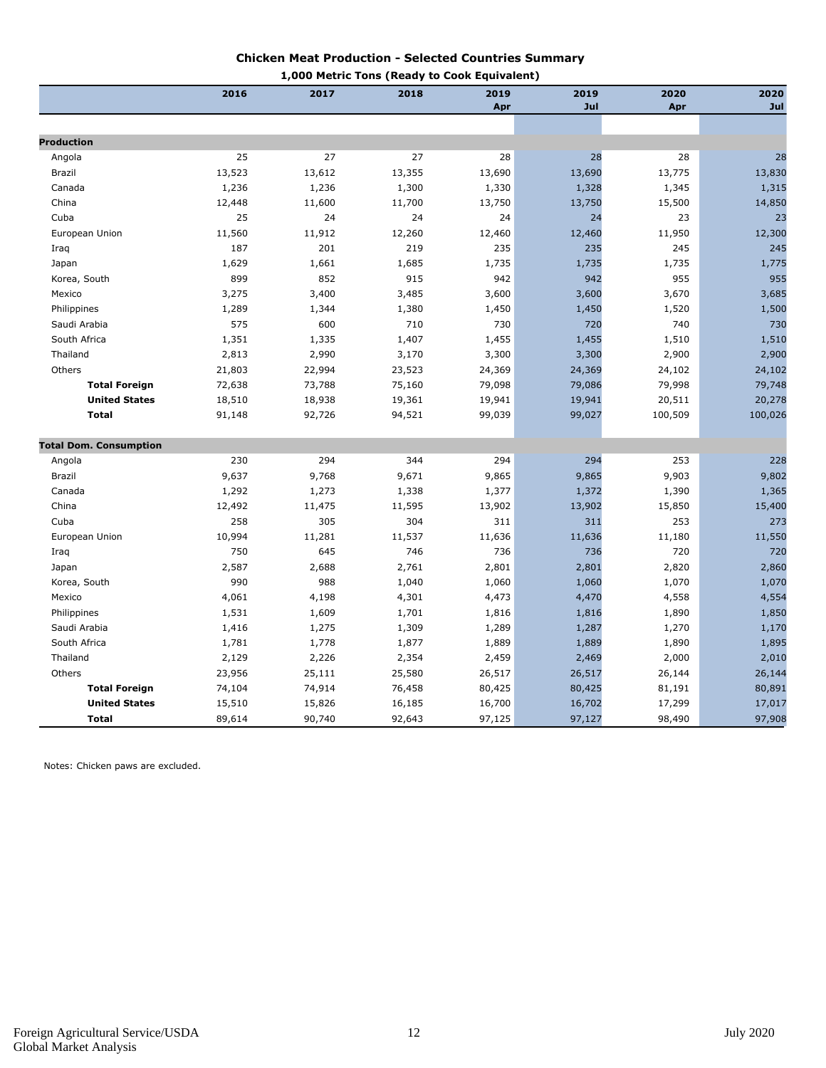## Chicken Meat Production - Selected Countries Summary

**1,000 Metric Tons (Ready to Cook Equivalent)**

| | 2016 | 2017 | 2018 | 2019 Apr | 2019 Jul | 2020 Apr | 2020 Jul |
|---|---|---|---|---|---|---|---|
| **Production** | | | | | | | |
| Angola | 25 | 27 | 27 | 28 | 28 | 28 | 28 |
| Brazil | 13,523 | 13,612 | 13,355 | 13,690 | 13,690 | 13,775 | 13,830 |
| Canada | 1,236 | 1,236 | 1,300 | 1,330 | 1,328 | 1,345 | 1,315 |
| China | 12,448 | 11,600 | 11,700 | 13,750 | 13,750 | 15,500 | 14,850 |
| Cuba | 25 | 24 | 24 | 24 | 24 | 23 | 23 |
| European Union | 11,560 | 11,912 | 12,260 | 12,460 | 12,460 | 11,950 | 12,300 |
| Iraq | 187 | 201 | 219 | 235 | 235 | 245 | 245 |
| Japan | 1,629 | 1,661 | 1,685 | 1,735 | 1,735 | 1,735 | 1,775 |
| Korea, South | 899 | 852 | 915 | 942 | 942 | 955 | 955 |
| Mexico | 3,275 | 3,400 | 3,485 | 3,600 | 3,600 | 3,670 | 3,685 |
| Philippines | 1,289 | 1,344 | 1,380 | 1,450 | 1,450 | 1,520 | 1,500 |
| Saudi Arabia | 575 | 600 | 710 | 730 | 720 | 740 | 730 |
| South Africa | 1,351 | 1,335 | 1,407 | 1,455 | 1,455 | 1,510 | 1,510 |
| Thailand | 2,813 | 2,990 | 3,170 | 3,300 | 3,300 | 2,900 | 2,900 |
| Others | 21,803 | 22,994 | 23,523 | 24,369 | 24,369 | 24,102 | 24,102 |
| **Total Foreign** | 72,638 | 73,788 | 75,160 | 79,098 | 79,086 | 79,998 | 79,748 |
| **United States** | 18,510 | 18,938 | 19,361 | 19,941 | 19,941 | 20,511 | 20,278 |
| **Total** | 91,148 | 92,726 | 94,521 | 99,039 | 99,027 | 100,509 | 100,026 |
| **Total Dom. Consumption** | | | | | | | |
| Angola | 230 | 294 | 344 | 294 | 294 | 253 | 228 |
| Brazil | 9,637 | 9,768 | 9,671 | 9,865 | 9,865 | 9,903 | 9,802 |
| Canada | 1,292 | 1,273 | 1,338 | 1,377 | 1,372 | 1,390 | 1,365 |
| China | 12,492 | 11,475 | 11,595 | 13,902 | 13,902 | 15,850 | 15,400 |
| Cuba | 258 | 305 | 304 | 311 | 311 | 253 | 273 |
| European Union | 10,994 | 11,281 | 11,537 | 11,636 | 11,636 | 11,180 | 11,550 |
| Iraq | 750 | 645 | 746 | 736 | 736 | 720 | 720 |
| Japan | 2,587 | 2,688 | 2,761 | 2,801 | 2,801 | 2,820 | 2,860 |
| Korea, South | 990 | 988 | 1,040 | 1,060 | 1,060 | 1,070 | 1,070 |
| Mexico | 4,061 | 4,198 | 4,301 | 4,473 | 4,470 | 4,558 | 4,554 |
| Philippines | 1,531 | 1,609 | 1,701 | 1,816 | 1,816 | 1,890 | 1,850 |
| Saudi Arabia | 1,416 | 1,275 | 1,309 | 1,289 | 1,287 | 1,270 | 1,170 |
| South Africa | 1,781 | 1,778 | 1,877 | 1,889 | 1,889 | 1,890 | 1,895 |
| Thailand | 2,129 | 2,226 | 2,354 | 2,459 | 2,469 | 2,000 | 2,010 |
| Others | 23,956 | 25,111 | 25,580 | 26,517 | 26,517 | 26,144 | 26,144 |
| **Total Foreign** | 74,104 | 74,914 | 76,458 | 80,425 | 80,425 | 81,191 | 80,891 |
| **United States** | 15,510 | 15,826 | 16,185 | 16,700 | 16,702 | 17,299 | 17,017 |
| **Total** | 89,614 | 90,740 | 92,643 | 97,125 | 97,127 | 98,490 | 97,908 |

Notes: Chicken paws are excluded.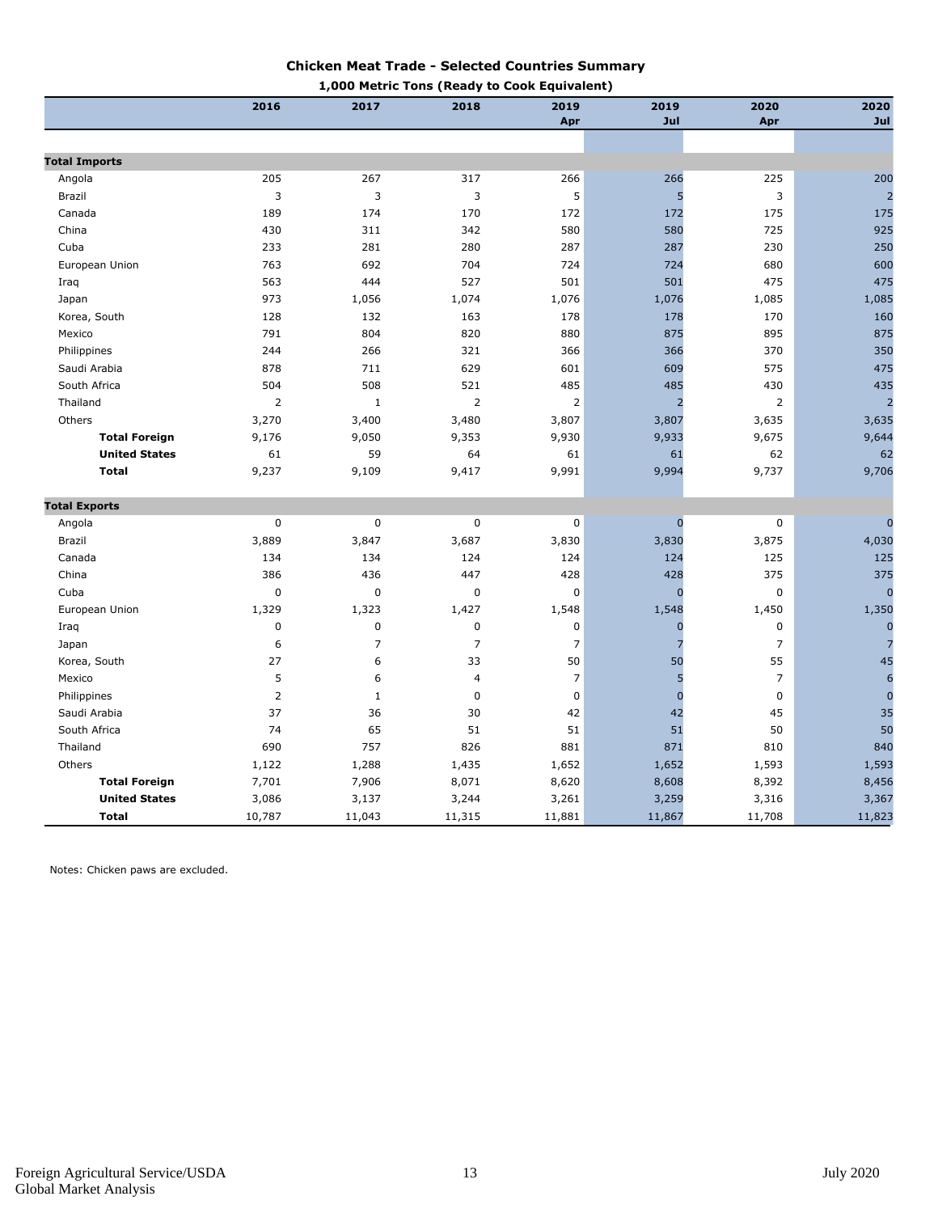## Chicken Meat Trade - Selected Countries Summary

**1,000 Metric Tons (Ready to Cook Equivalent)**

| | 2016 | 2017 | 2018 | 2019 Apr | 2019 Jul | 2020 Apr | 2020 Jul |
|---|---|---|---|---|---|---|---|
| **Total Imports** | | | | | | | |
| Angola | 205 | 267 | 317 | 266 | 266 | 225 | 200 |
| Brazil | 3 | 3 | 3 | 5 | 5 | 3 | 2 |
| Canada | 189 | 174 | 170 | 172 | 172 | 175 | 175 |
| China | 430 | 311 | 342 | 580 | 580 | 725 | 925 |
| Cuba | 233 | 281 | 280 | 287 | 287 | 230 | 250 |
| European Union | 763 | 692 | 704 | 724 | 724 | 680 | 600 |
| Iraq | 563 | 444 | 527 | 501 | 501 | 475 | 475 |
| Japan | 973 | 1,056 | 1,074 | 1,076 | 1,076 | 1,085 | 1,085 |
| Korea, South | 128 | 132 | 163 | 178 | 178 | 170 | 160 |
| Mexico | 791 | 804 | 820 | 880 | 875 | 895 | 875 |
| Philippines | 244 | 266 | 321 | 366 | 366 | 370 | 350 |
| Saudi Arabia | 878 | 711 | 629 | 601 | 609 | 575 | 475 |
| South Africa | 504 | 508 | 521 | 485 | 485 | 430 | 435 |
| Thailand | 2 | 1 | 2 | 2 | 2 | 2 | 2 |
| Others | 3,270 | 3,400 | 3,480 | 3,807 | 3,807 | 3,635 | 3,635 |
| **Total Foreign** | 9,176 | 9,050 | 9,353 | 9,930 | 9,933 | 9,675 | 9,644 |
| **United States** | 61 | 59 | 64 | 61 | 61 | 62 | 62 |
| **Total** | 9,237 | 9,109 | 9,417 | 9,991 | 9,994 | 9,737 | 9,706 |
| **Total Exports** | | | | | | | |
| Angola | 0 | 0 | 0 | 0 | 0 | 0 | 0 |
| Brazil | 3,889 | 3,847 | 3,687 | 3,830 | 3,830 | 3,875 | 4,030 |
| Canada | 134 | 134 | 124 | 124 | 124 | 125 | 125 |
| China | 386 | 436 | 447 | 428 | 428 | 375 | 375 |
| Cuba | 0 | 0 | 0 | 0 | 0 | 0 | 0 |
| European Union | 1,329 | 1,323 | 1,427 | 1,548 | 1,548 | 1,450 | 1,350 |
| Iraq | 0 | 0 | 0 | 0 | 0 | 0 | 0 |
| Japan | 6 | 7 | 7 | 7 | 7 | 7 | 7 |
| Korea, South | 27 | 6 | 33 | 50 | 50 | 55 | 45 |
| Mexico | 5 | 6 | 4 | 7 | 5 | 7 | 6 |
| Philippines | 2 | 1 | 0 | 0 | 0 | 0 | 0 |
| Saudi Arabia | 37 | 36 | 30 | 42 | 42 | 45 | 35 |
| South Africa | 74 | 65 | 51 | 51 | 51 | 50 | 50 |
| Thailand | 690 | 757 | 826 | 881 | 871 | 810 | 840 |
| Others | 1,122 | 1,288 | 1,435 | 1,652 | 1,652 | 1,593 | 1,593 |
| **Total Foreign** | 7,701 | 7,906 | 8,071 | 8,620 | 8,608 | 8,392 | 8,456 |
| **United States** | 3,086 | 3,137 | 3,244 | 3,261 | 3,259 | 3,316 | 3,367 |
| **Total** | 10,787 | 11,043 | 11,315 | 11,881 | 11,867 | 11,708 | 11,823 |

Notes: Chicken paws are excluded.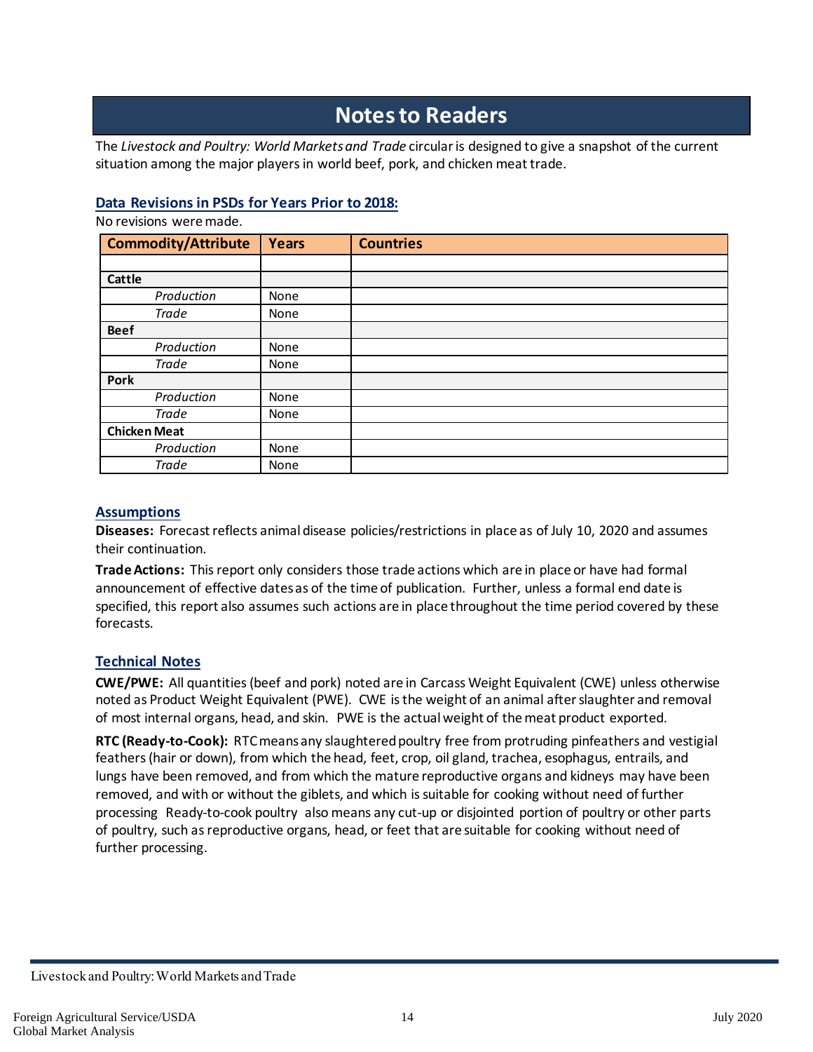# Notes to Readers

The *Livestock and Poultry: World Markets and Trade* circular is designed to give a snapshot of the current situation among the major players in world beef, pork, and chicken meat trade.

### Data Revisions in PSDs for Years Prior to 2018:

No revisions were made.

| Commodity/Attribute | Years | Countries |
|---|---|---|
| | | |
| **Cattle** | | |
| *Production* | None | |
| *Trade* | None | |
| **Beef** | | |
| *Production* | None | |
| *Trade* | None | |
| **Pork** | | |
| *Production* | None | |
| *Trade* | None | |
| **Chicken Meat** | | |
| *Production* | None | |
| *Trade* | None | |

### Assumptions

**Diseases:** Forecast reflects animal disease policies/restrictions in place as of July 10, 2020 and assumes their continuation.

**Trade Actions:** This report only considers those trade actions which are in place or have had formal announcement of effective dates as of the time of publication. Further, unless a formal end date is specified, this report also assumes such actions are in place throughout the time period covered by these forecasts.

### Technical Notes

**CWE/PWE:** All quantities (beef and pork) noted are in Carcass Weight Equivalent (CWE) unless otherwise noted as Product Weight Equivalent (PWE). CWE is the weight of an animal after slaughter and removal of most internal organs, head, and skin. PWE is the actual weight of the meat product exported.

**RTC (Ready-to-Cook):** RTC means any slaughtered poultry free from protruding pinfeathers and vestigial feathers (hair or down), from which the head, feet, crop, oil gland, trachea, esophagus, entrails, and lungs have been removed, and from which the mature reproductive organs and kidneys may have been removed, and with or without the giblets, and which is suitable for cooking without need of further processing Ready-to-cook poultry also means any cut-up or disjointed portion of poultry or other parts of poultry, such as reproductive organs, head, or feet that are suitable for cooking without need of further processing.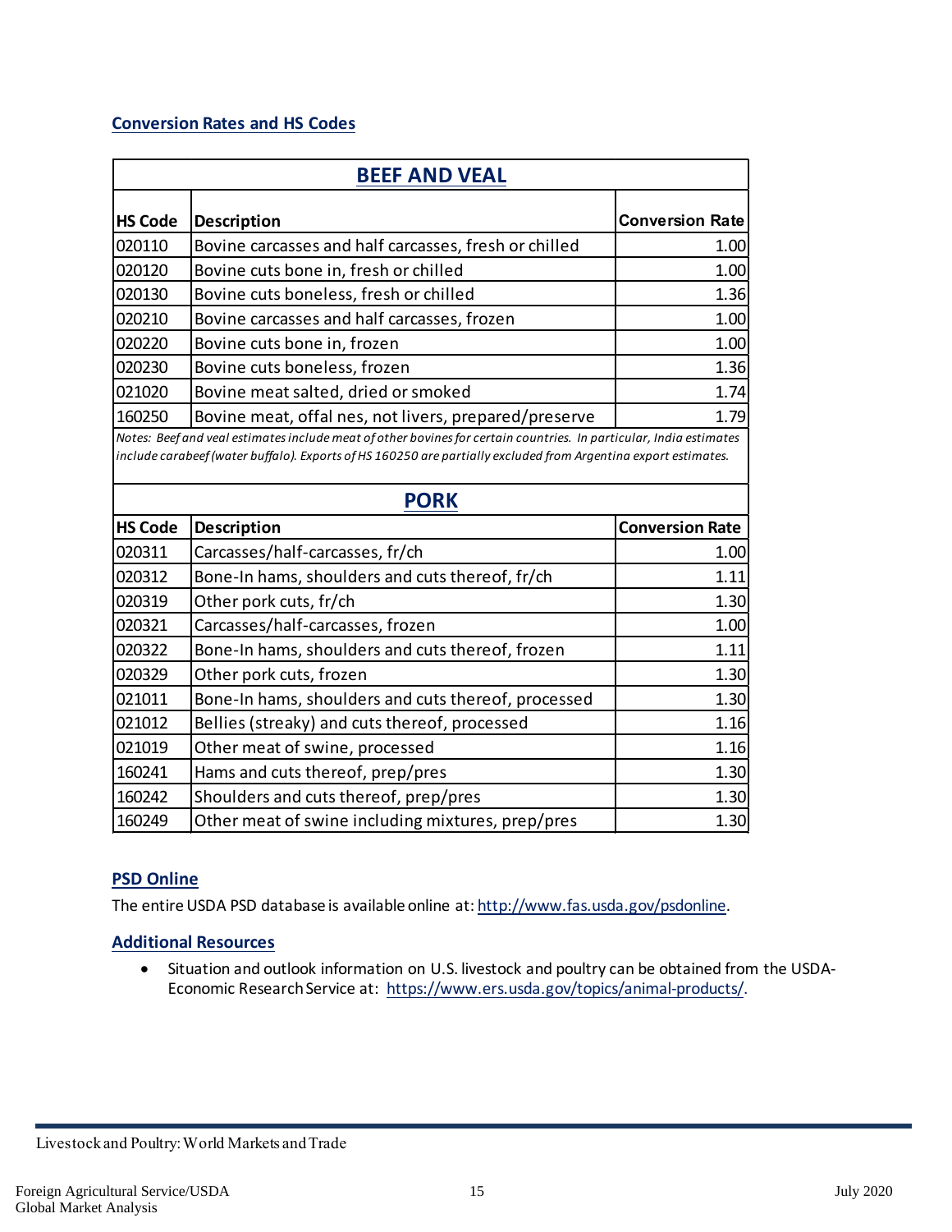## Conversion Rates and HS Codes

### BEEF AND VEAL

| HS Code | Description | Conversion Rate |
|---|---|---|
| 020110 | Bovine carcasses and half carcasses, fresh or chilled | 1.00 |
| 020120 | Bovine cuts bone in, fresh or chilled | 1.00 |
| 020130 | Bovine cuts boneless, fresh or chilled | 1.36 |
| 020210 | Bovine carcasses and half carcasses, frozen | 1.00 |
| 020220 | Bovine cuts bone in, frozen | 1.00 |
| 020230 | Bovine cuts boneless, frozen | 1.36 |
| 021020 | Bovine meat salted, dried or smoked | 1.74 |
| 160250 | Bovine meat, offal nes, not livers, prepared/preserve | 1.79 |

*Notes: Beef and veal estimates include meat of other bovines for certain countries. In particular, India estimates include carabeef (water buffalo). Exports of HS 160250 are partially excluded from Argentina export estimates.*

### PORK

| HS Code | Description | Conversion Rate |
|---|---|---|
| 020311 | Carcasses/half-carcasses, fr/ch | 1.00 |
| 020312 | Bone-In hams, shoulders and cuts thereof, fr/ch | 1.11 |
| 020319 | Other pork cuts, fr/ch | 1.30 |
| 020321 | Carcasses/half-carcasses, frozen | 1.00 |
| 020322 | Bone-In hams, shoulders and cuts thereof, frozen | 1.11 |
| 020329 | Other pork cuts, frozen | 1.30 |
| 021011 | Bone-In hams, shoulders and cuts thereof, processed | 1.30 |
| 021012 | Bellies (streaky) and cuts thereof, processed | 1.16 |
| 021019 | Other meat of swine, processed | 1.16 |
| 160241 | Hams and cuts thereof, prep/pres | 1.30 |
| 160242 | Shoulders and cuts thereof, prep/pres | 1.30 |
| 160249 | Other meat of swine including mixtures, prep/pres | 1.30 |

## PSD Online

The entire USDA PSD database is available online at: http://www.fas.usda.gov/psdonline.

## Additional Resources

- Situation and outlook information on U.S. livestock and poultry can be obtained from the USDA-Economic Research Service at: https://www.ers.usda.gov/topics/animal-products/.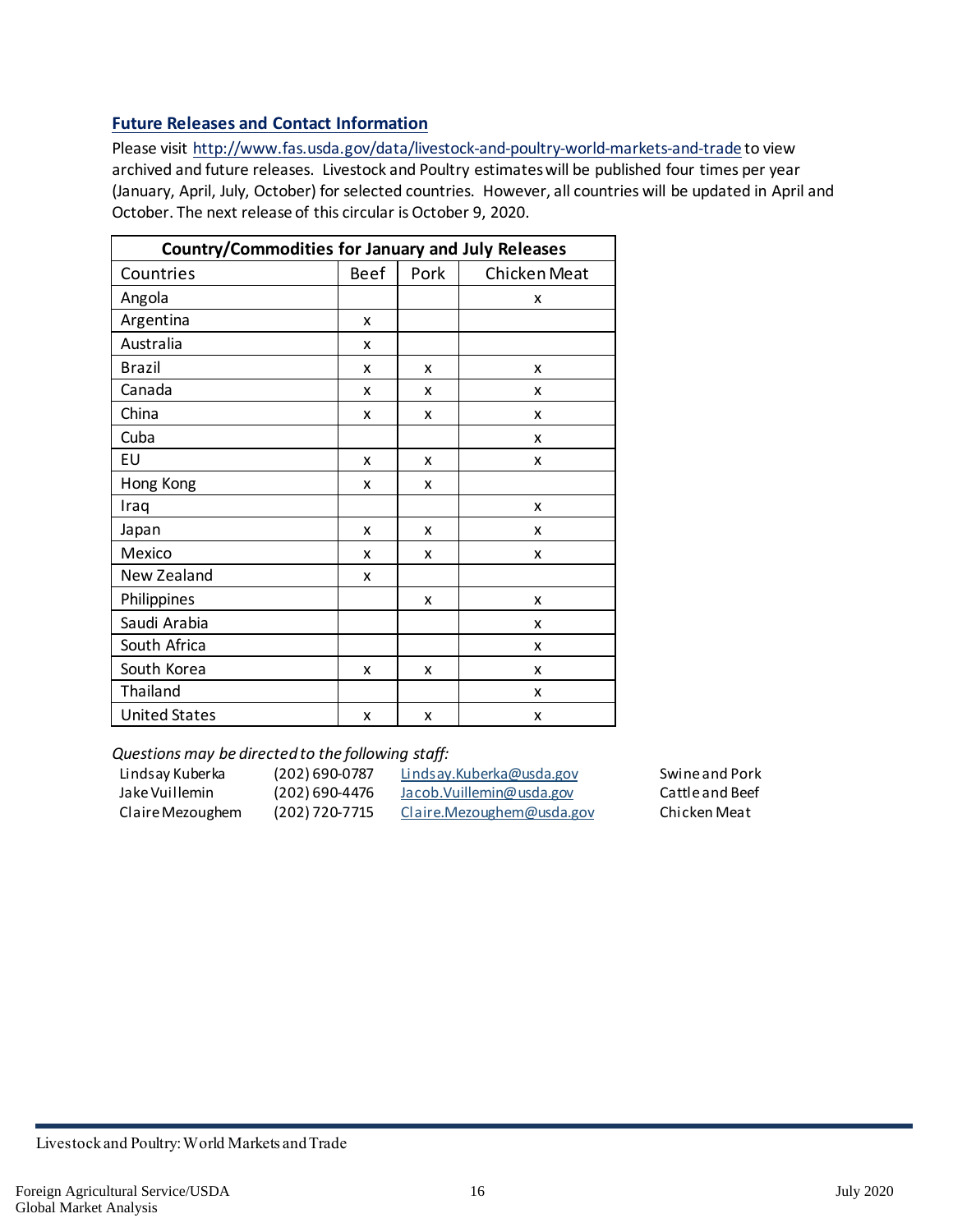## Future Releases and Contact Information

Please visit http://www.fas.usda.gov/data/livestock-and-poultry-world-markets-and-trade to view archived and future releases. Livestock and Poultry estimates will be published four times per year (January, April, July, October) for selected countries. However, all countries will be updated in April and October. The next release of this circular is October 9, 2020.

| **Country/Commodities for January and July Releases** | | | |
|---|---|---|---|
| Countries | Beef | Pork | Chicken Meat |
| Angola | | | x |
| Argentina | x | | |
| Australia | x | | |
| Brazil | x | x | x |
| Canada | x | x | x |
| China | x | x | x |
| Cuba | | | x |
| EU | x | x | x |
| Hong Kong | x | x | |
| Iraq | | | x |
| Japan | x | x | x |
| Mexico | x | x | x |
| New Zealand | x | | |
| Philippines | | x | x |
| Saudi Arabia | | | x |
| South Africa | | | x |
| South Korea | x | x | x |
| Thailand | | | x |
| United States | x | x | x |

*Questions may be directed to the following staff:*

| | | | |
|---|---|---|---|
| Lindsay Kuberka | (202) 690-0787 | Lindsay.Kuberka@usda.gov | Swine and Pork |
| Jake Vuillemin | (202) 690-4476 | Jacob.Vuillemin@usda.gov | Cattle and Beef |
| Claire Mezoughem | (202) 720-7715 | Claire.Mezoughem@usda.gov | Chicken Meat |